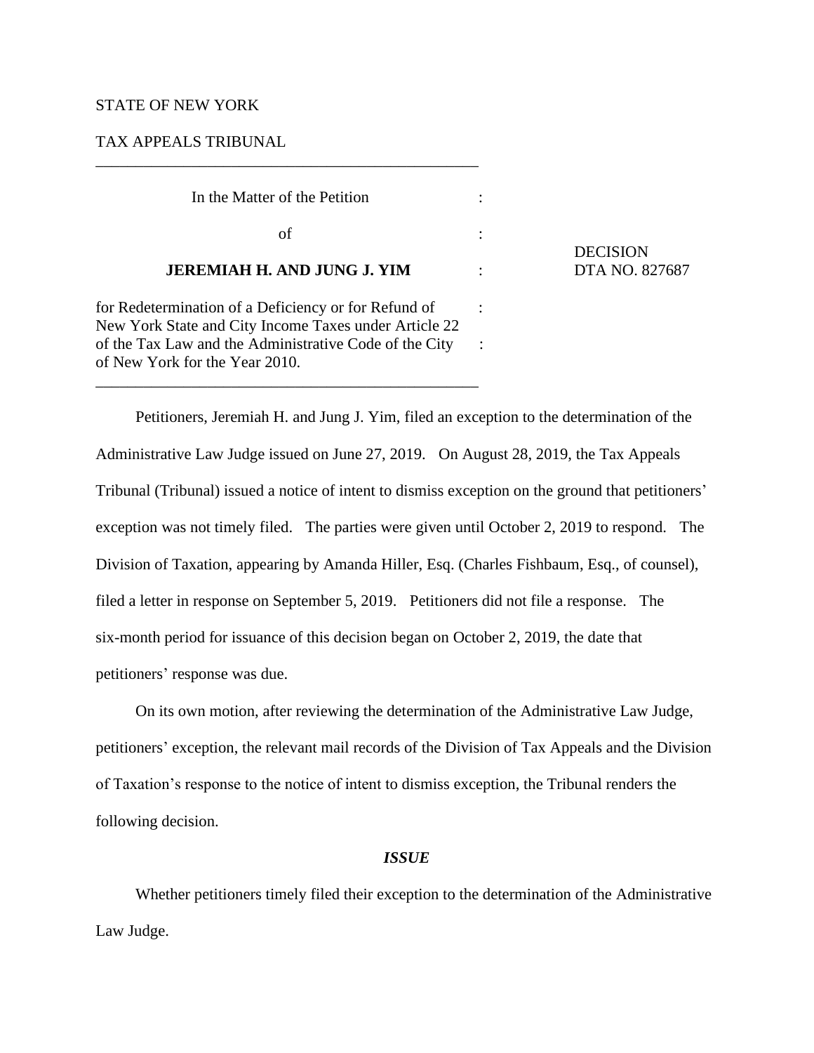STATE OF NEW YORK

TAX APPEALS TRIBUNAL

---

In the Matter of the Petition

of

**JEREMIAH H. AND JUNG J. YIM**

for Redetermination of a Deficiency or for Refund of New York State and City Income Taxes under Article 22 of the Tax Law and the Administrative Code of the City of New York for the Year 2010.

---

DECISION
DTA NO. 827687

Petitioners, Jeremiah H. and Jung J. Yim, filed an exception to the determination of the Administrative Law Judge issued on June 27, 2019. On August 28, 2019, the Tax Appeals Tribunal (Tribunal) issued a notice of intent to dismiss exception on the ground that petitioners' exception was not timely filed. The parties were given until October 2, 2019 to respond. The Division of Taxation, appearing by Amanda Hiller, Esq. (Charles Fishbaum, Esq., of counsel), filed a letter in response on September 5, 2019. Petitioners did not file a response. The six-month period for issuance of this decision began on October 2, 2019, the date that petitioners' response was due.

On its own motion, after reviewing the determination of the Administrative Law Judge, petitioners' exception, the relevant mail records of the Division of Tax Appeals and the Division of Taxation's response to the notice of intent to dismiss exception, the Tribunal renders the following decision.

***ISSUE***

Whether petitioners timely filed their exception to the determination of the Administrative Law Judge.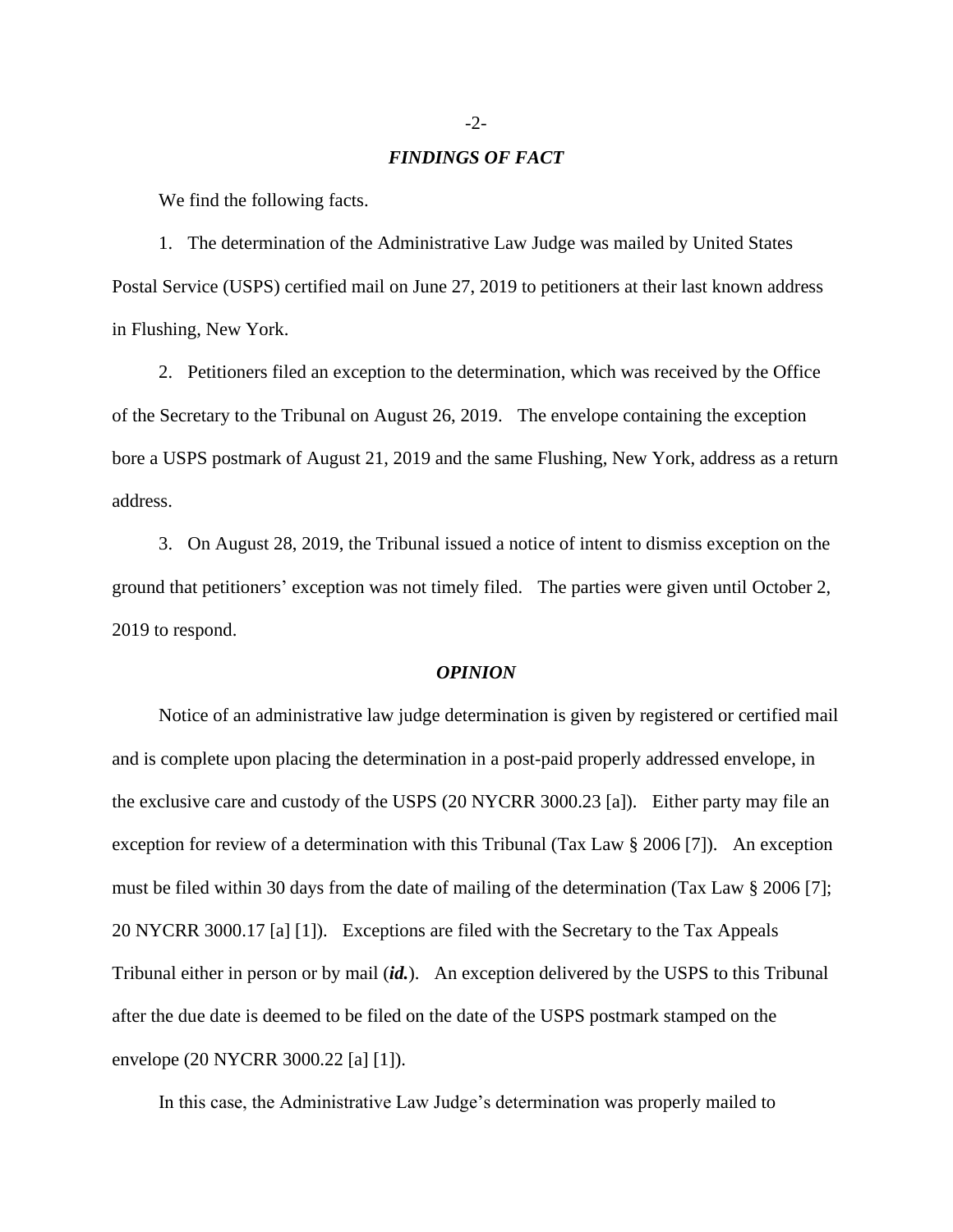## *FINDINGS OF FACT*

We find the following facts.

1. The determination of the Administrative Law Judge was mailed by United States Postal Service (USPS) certified mail on June 27, 2019 to petitioners at their last known address in Flushing, New York.

2. Petitioners filed an exception to the determination, which was received by the Office of the Secretary to the Tribunal on August 26, 2019. The envelope containing the exception bore a USPS postmark of August 21, 2019 and the same Flushing, New York, address as a return address.

3. On August 28, 2019, the Tribunal issued a notice of intent to dismiss exception on the ground that petitioners' exception was not timely filed. The parties were given until October 2, 2019 to respond.

## *OPINION*

Notice of an administrative law judge determination is given by registered or certified mail and is complete upon placing the determination in a post-paid properly addressed envelope, in the exclusive care and custody of the USPS (20 NYCRR 3000.23 [a]). Either party may file an exception for review of a determination with this Tribunal (Tax Law § 2006 [7]). An exception must be filed within 30 days from the date of mailing of the determination (Tax Law § 2006 [7]; 20 NYCRR 3000.17 [a] [1]). Exceptions are filed with the Secretary to the Tax Appeals Tribunal either in person or by mail (***id.***). An exception delivered by the USPS to this Tribunal after the due date is deemed to be filed on the date of the USPS postmark stamped on the envelope (20 NYCRR 3000.22 [a] [1]).

In this case, the Administrative Law Judge's determination was properly mailed to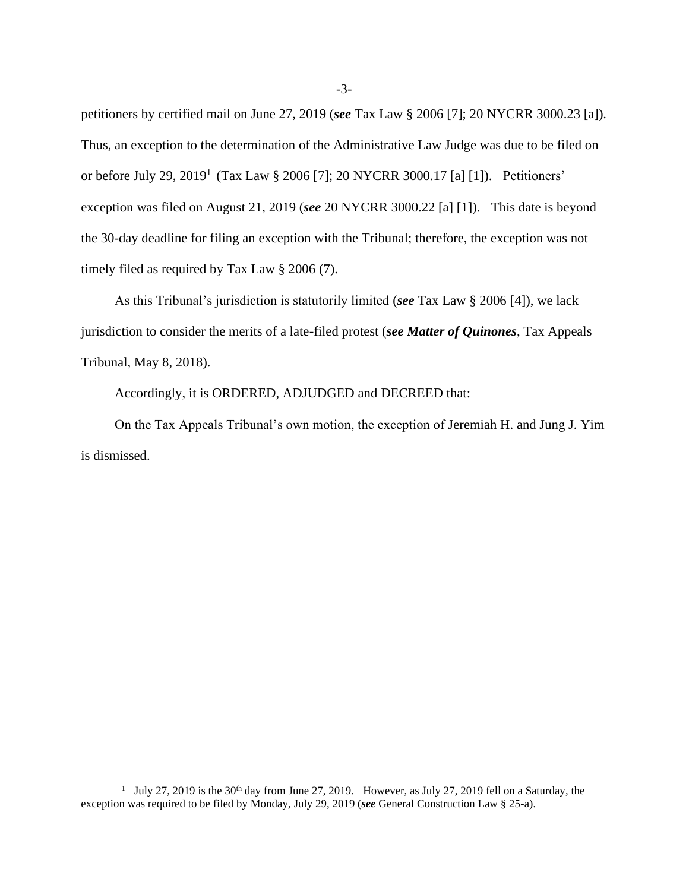petitioners by certified mail on June 27, 2019 (***see*** Tax Law § 2006 [7]; 20 NYCRR 3000.23 [a]). Thus, an exception to the determination of the Administrative Law Judge was due to be filed on or before July 29, 2019[1] (Tax Law § 2006 [7]; 20 NYCRR 3000.17 [a] [1]). Petitioners' exception was filed on August 21, 2019 (***see*** 20 NYCRR 3000.22 [a] [1]). This date is beyond the 30-day deadline for filing an exception with the Tribunal; therefore, the exception was not timely filed as required by Tax Law § 2006 (7).

As this Tribunal's jurisdiction is statutorily limited (***see*** Tax Law § 2006 [4]), we lack jurisdiction to consider the merits of a late-filed protest (***see Matter of Quinones***, Tax Appeals Tribunal, May 8, 2018).

Accordingly, it is ORDERED, ADJUDGED and DECREED that:

On the Tax Appeals Tribunal's own motion, the exception of Jeremiah H. and Jung J. Yim is dismissed.

---

[1] July 27, 2019 is the 30th day from June 27, 2019. However, as July 27, 2019 fell on a Saturday, the exception was required to be filed by Monday, July 29, 2019 (***see*** General Construction Law § 25-a).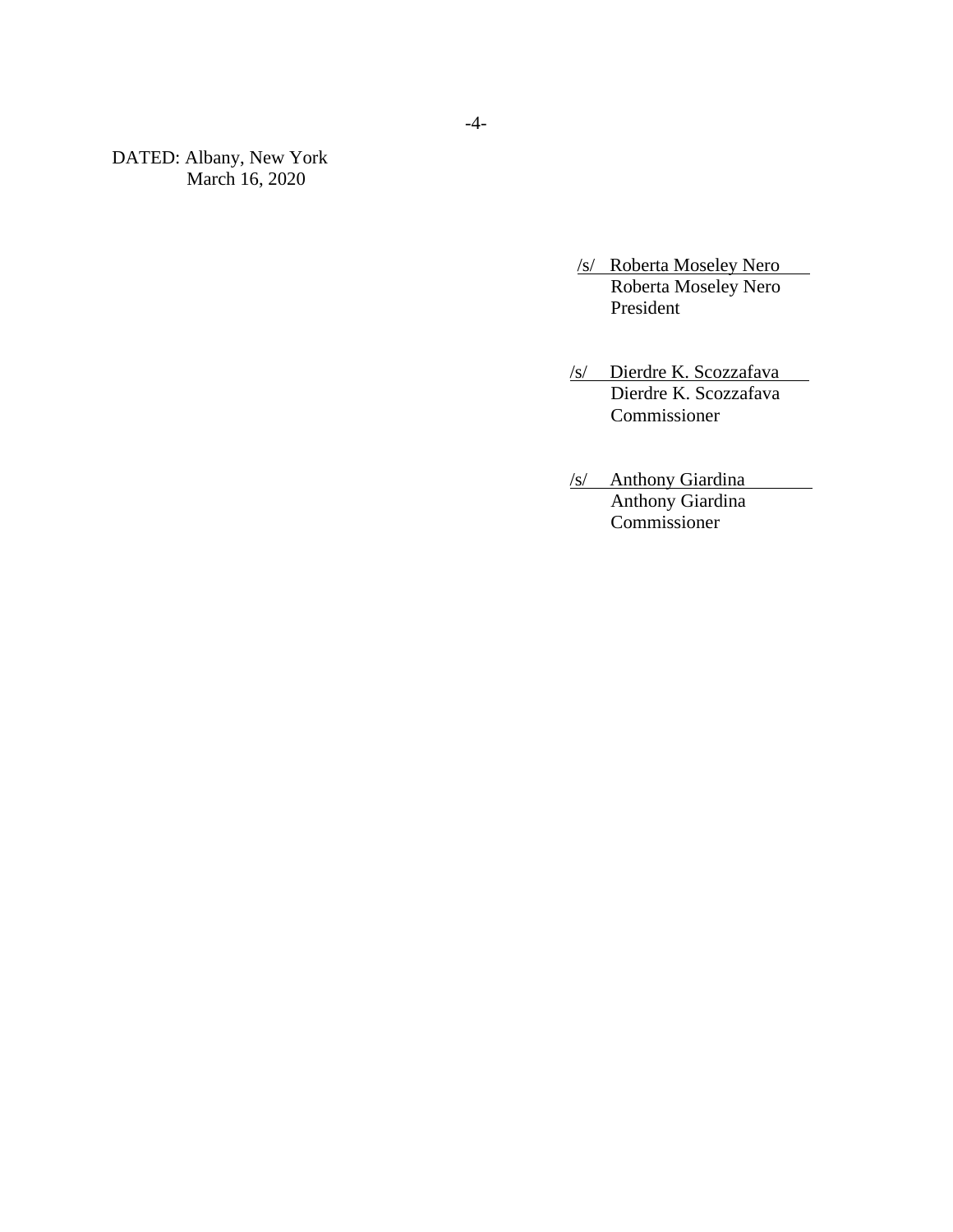DATED: Albany, New York
March 16, 2020

/s/ Roberta Moseley Nero
Roberta Moseley Nero
President

/s/ Dierdre K. Scozzafava
Dierdre K. Scozzafava
Commissioner

/s/ Anthony Giardina
Anthony Giardina
Commissioner